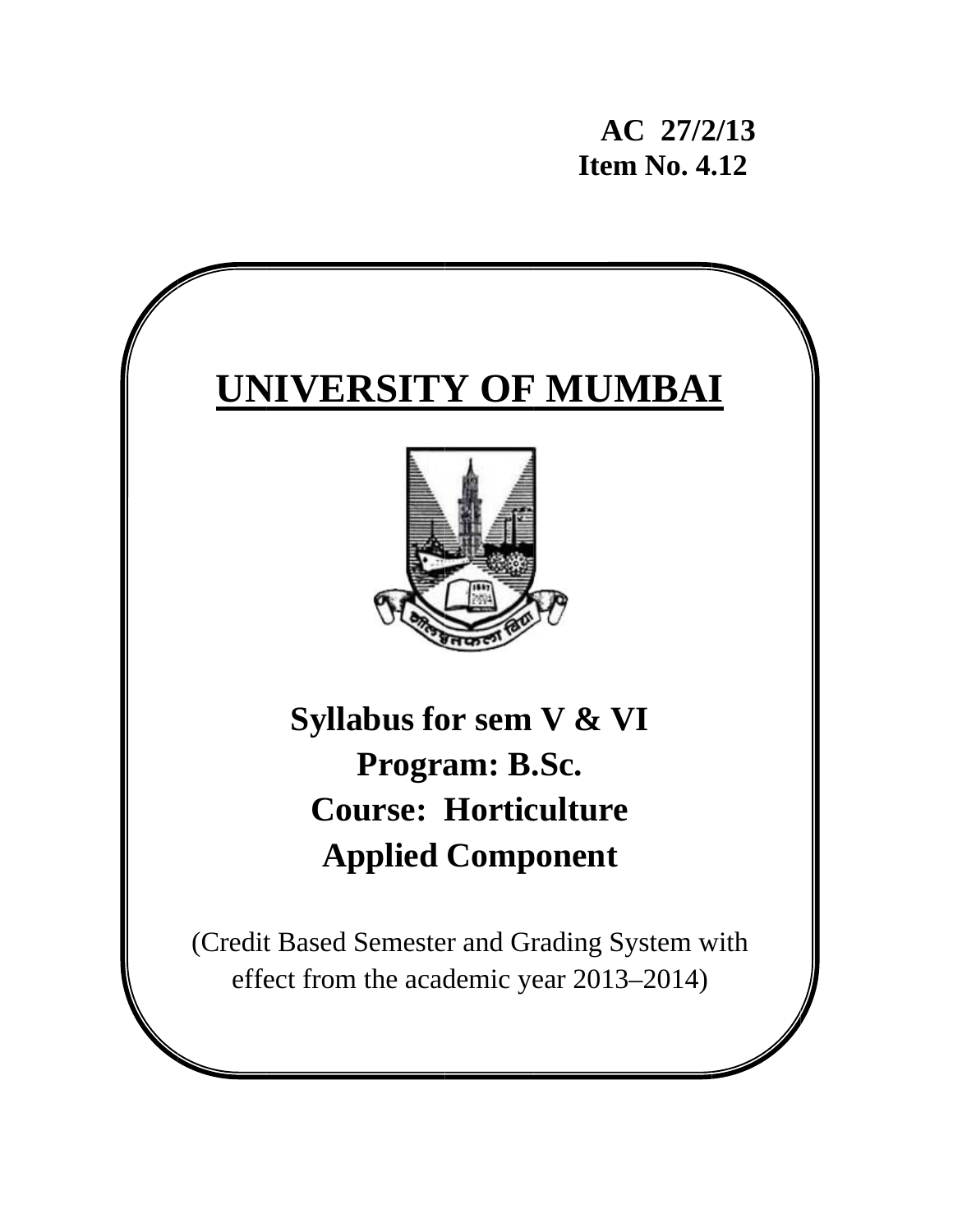**AC 27/2/13**
**Item No. 4.12**

# UNIVERSITY OF MUMBAI

## Syllabus for sem V & VI
## Program: B.Sc.
## Course: Horticulture
## Applied Component

(Credit Based Semester and Grading System with effect from the academic year 2013–2014)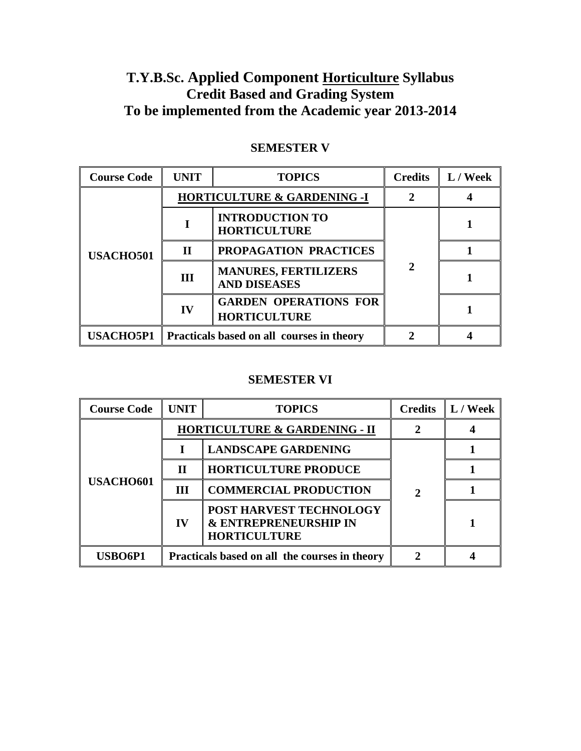# T.Y.B.Sc. Applied Component Horticulture Syllabus
# Credit Based and Grading System
# To be implemented from the Academic year 2013-2014

## SEMESTER V

| Course Code | UNIT | TOPICS | Credits | L / Week |
|---|---|---|---|---|
| USACHO501 | **HORTICULTURE & GARDENING -I** | | 2 | 4 |
| | I | INTRODUCTION TO HORTICULTURE | 2 | 1 |
| | II | PROPAGATION PRACTICES | | 1 |
| | III | MANURES, FERTILIZERS AND DISEASES | | 1 |
| | IV | GARDEN OPERATIONS FOR HORTICULTURE | | 1 |
| USACHO5P1 | Practicals based on all courses in theory | | 2 | 4 |

## SEMESTER VI

| Course Code | UNIT | TOPICS | Credits | L / Week |
|---|---|---|---|---|
| USACHO601 | **HORTICULTURE & GARDENING - II** | | 2 | 4 |
| | I | LANDSCAPE GARDENING | 2 | 1 |
| | II | HORTICULTURE PRODUCE | | 1 |
| | III | COMMERCIAL PRODUCTION | | 1 |
| | IV | POST HARVEST TECHNOLOGY & ENTREPRENEURSHIP IN HORTICULTURE | | 1 |
| USBO6P1 | Practicals based on all the courses in theory | | 2 | 4 |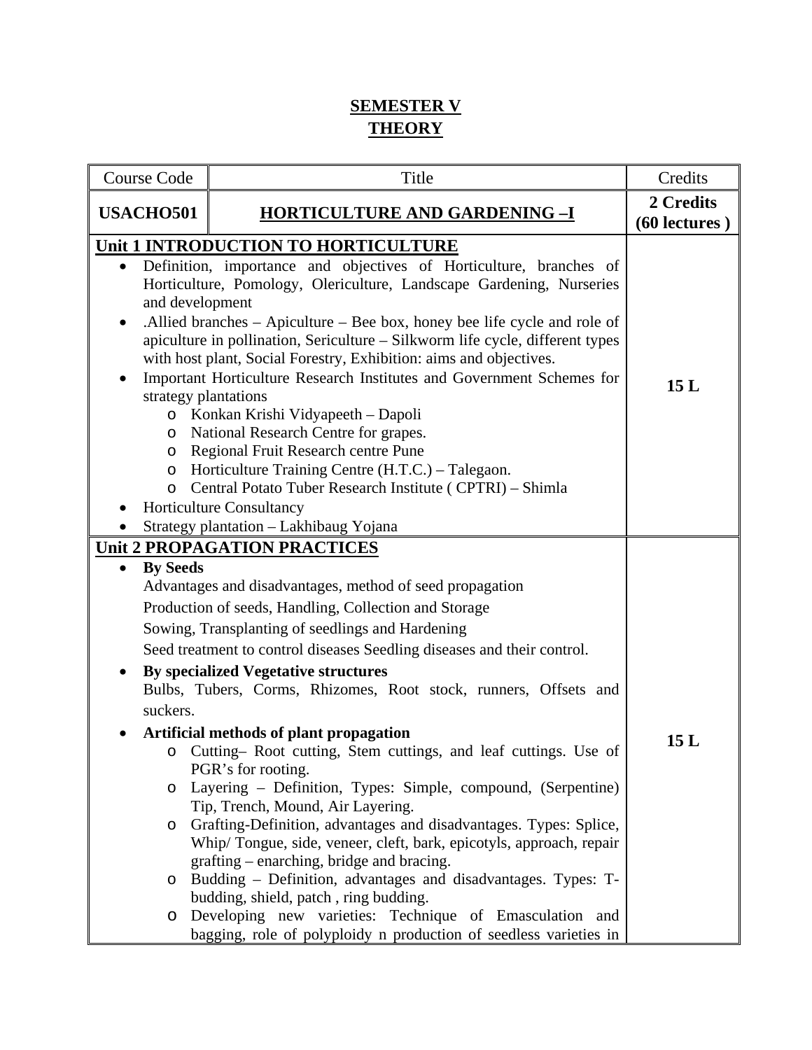# SEMESTER V
# THEORY

| Course Code | Title | Credits |
|---|---|---|
| **USACHO501** | **HORTICULTURE AND GARDENING –I** | **2 Credits (60 lectures )** |
| **Unit 1 INTRODUCTION TO HORTICULTURE**<br>• Definition, importance and objectives of Horticulture, branches of Horticulture, Pomology, Olericulture, Landscape Gardening, Nurseries and development<br>• .Allied branches – Apiculture – Bee box, honey bee life cycle and role of apiculture in pollination, Sericulture – Silkworm life cycle, different types with host plant, Social Forestry, Exhibition: aims and objectives.<br>• Important Horticulture Research Institutes and Government Schemes for strategy plantations<br>  o Konkan Krishi Vidyapeeth – Dapoli<br>  o National Research Centre for grapes.<br>  o Regional Fruit Research centre Pune<br>  o Horticulture Training Centre (H.T.C.) – Talegaon.<br>  o Central Potato Tuber Research Institute ( CPTRI) – Shimla<br>• Horticulture Consultancy<br>• Strategy plantation – Lakhibaug Yojana | | 15 L |
| **Unit 2 PROPAGATION PRACTICES**<br>• **By Seeds**<br>Advantages and disadvantages, method of seed propagation<br>Production of seeds, Handling, Collection and Storage<br>Sowing, Transplanting of seedlings and Hardening<br>Seed treatment to control diseases Seedling diseases and their control.<br>• **By specialized Vegetative structures**<br>Bulbs, Tubers, Corms, Rhizomes, Root stock, runners, Offsets and suckers.<br>• **Artificial methods of plant propagation**<br>  o Cutting– Root cutting, Stem cuttings, and leaf cuttings. Use of PGR's for rooting.<br>  o Layering – Definition, Types: Simple, compound, (Serpentine) Tip, Trench, Mound, Air Layering.<br>  o Grafting-Definition, advantages and disadvantages. Types: Splice, Whip/ Tongue, side, veneer, cleft, bark, epicotyls, approach, repair grafting – enarching, bridge and bracing.<br>  o Budding – Definition, advantages and disadvantages. Types: T-budding, shield, patch , ring budding.<br>  o Developing new varieties: Technique of Emasculation and bagging, role of polyploidy n production of seedless varieties in | | 15 L |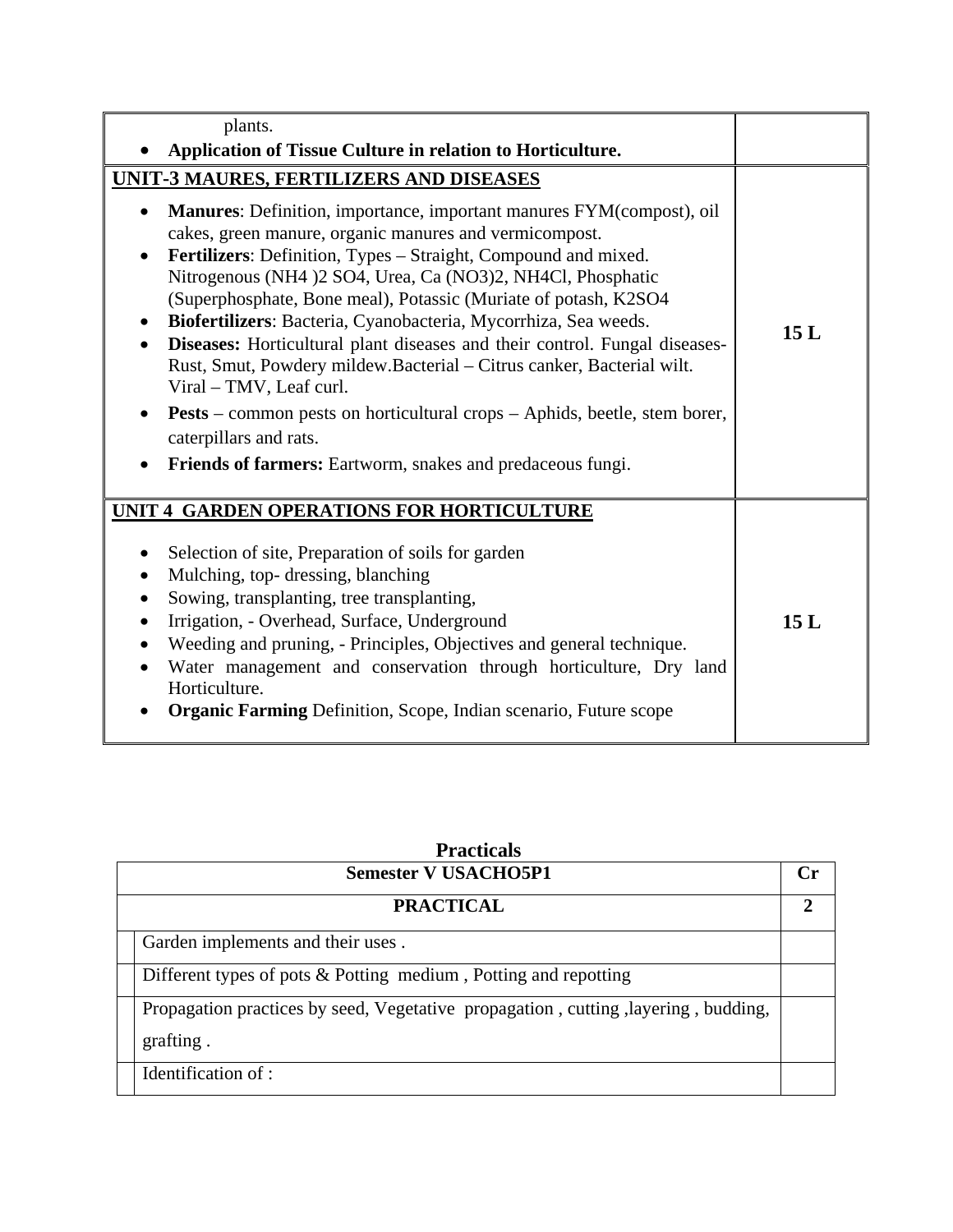| | |
|---|---|
| plants.<br>• **Application of Tissue Culture in relation to Horticulture.** | |
| **UNIT-3 MAURES, FERTILIZERS AND DISEASES**<br>• **Manures**: Definition, importance, important manures FYM(compost), oil cakes, green manure, organic manures and vermicompost.<br>• **Fertilizers**: Definition, Types – Straight, Compound and mixed. Nitrogenous $(NH_4)_2SO_4$, Urea, $Ca(NO_3)_2$, $NH_4Cl$, Phosphatic (Superphosphate, Bone meal), Potassic (Muriate of potash, $K_2SO_4$<br>• **Biofertilizers**: Bacteria, Cyanobacteria, Mycorrhiza, Sea weeds.<br>• **Diseases:** Horticultural plant diseases and their control. Fungal diseases- Rust, Smut, Powdery mildew.Bacterial – Citrus canker, Bacterial wilt. Viral – TMV, Leaf curl.<br>• **Pests** – common pests on horticultural crops – Aphids, beetle, stem borer, caterpillars and rats.<br>• **Friends of farmers:** Eartworm, snakes and predaceous fungi. | **15 L** |
| **UNIT 4 GARDEN OPERATIONS FOR HORTICULTURE**<br>• Selection of site, Preparation of soils for garden<br>• Mulching, top- dressing, blanching<br>• Sowing, transplanting, tree transplanting,<br>• Irrigation, - Overhead, Surface, Underground<br>• Weeding and pruning, - Principles, Objectives and general technique.<br>• Water management and conservation through horticulture, Dry land Horticulture.<br>• **Organic Farming** Definition, Scope, Indian scenario, Future scope | **15 L** |

## Practicals

| **Semester V USACHO5P1** | **Cr** |
|---|---|
| **PRACTICAL** | **2** |
| Garden implements and their uses . | |
| Different types of pots & Potting medium , Potting and repotting | |
| Propagation practices by seed, Vegetative propagation , cutting ,layering , budding, grafting . | |
| Identification of : | |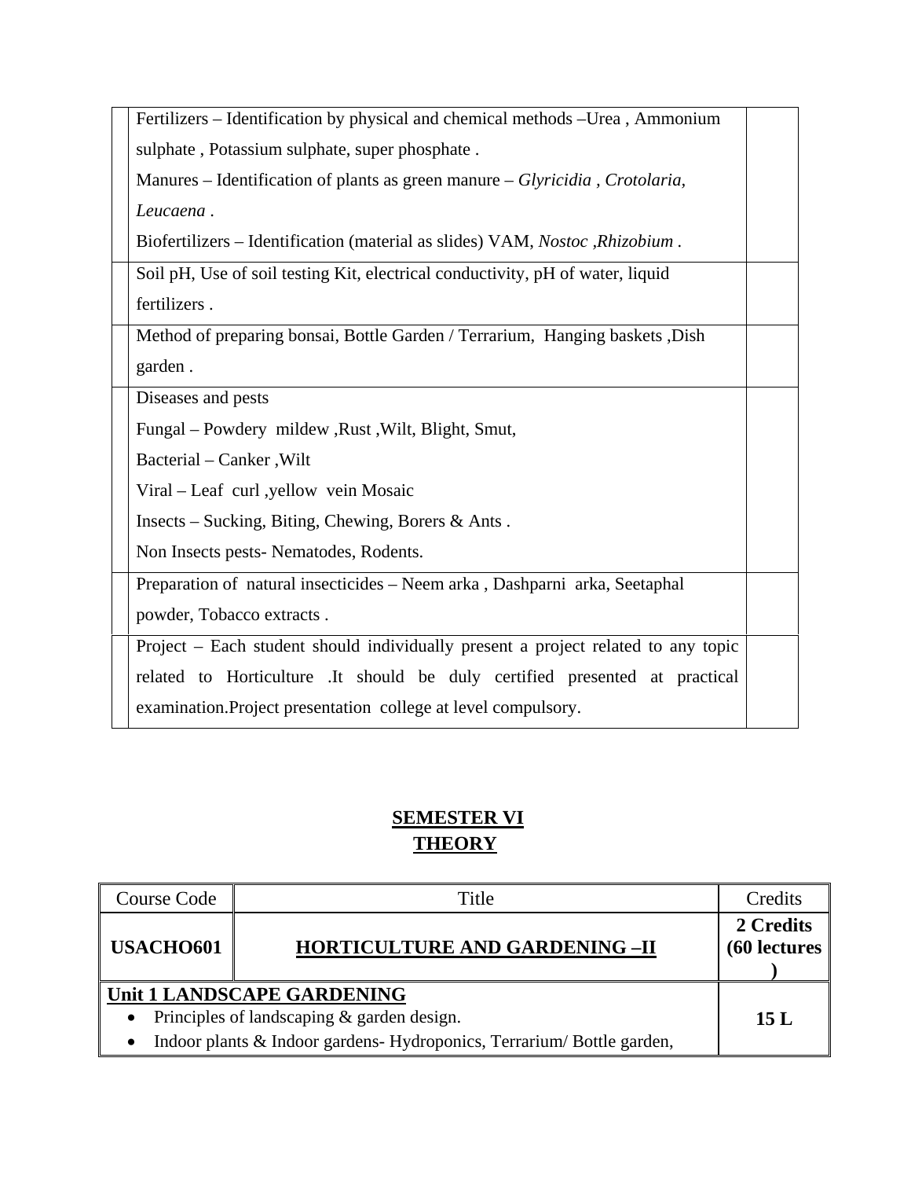| | | |
|---|---|---|
| | Fertilizers – Identification by physical and chemical methods –Urea , Ammonium sulphate , Potassium sulphate, super phosphate .<br>Manures – Identification of plants as green manure – *Glyricidia , Crotolaria, Leucaena* .<br>Biofertilizers – Identification (material as slides) VAM, *Nostoc ,Rhizobium* . | |
| | Soil pH, Use of soil testing Kit, electrical conductivity, pH of water, liquid fertilizers . | |
| | Method of preparing bonsai, Bottle Garden / Terrarium, Hanging baskets ,Dish garden . | |
| | Diseases and pests<br>Fungal – Powdery mildew ,Rust ,Wilt, Blight, Smut,<br>Bacterial – Canker ,Wilt<br>Viral – Leaf curl ,yellow vein Mosaic<br>Insects – Sucking, Biting, Chewing, Borers & Ants .<br>Non Insects pests- Nematodes, Rodents. | |
| | Preparation of natural insecticides – Neem arka , Dashparni arka, Seetaphal powder, Tobacco extracts . | |
| | Project – Each student should individually present a project related to any topic related to Horticulture .It should be duly certified presented at practical examination.Project presentation college at level compulsory. | |

## SEMESTER VI
## THEORY

| Course Code | Title | Credits |
|---|---|---|
| **USACHO601** | **HORTICULTURE AND GARDENING –II** | **2 Credits (60 lectures )** |
| **Unit 1 LANDSCAPE GARDENING**<br>• Principles of landscaping & garden design.<br>• Indoor plants & Indoor gardens- Hydroponics, Terrarium/ Bottle garden, | | **15 L** |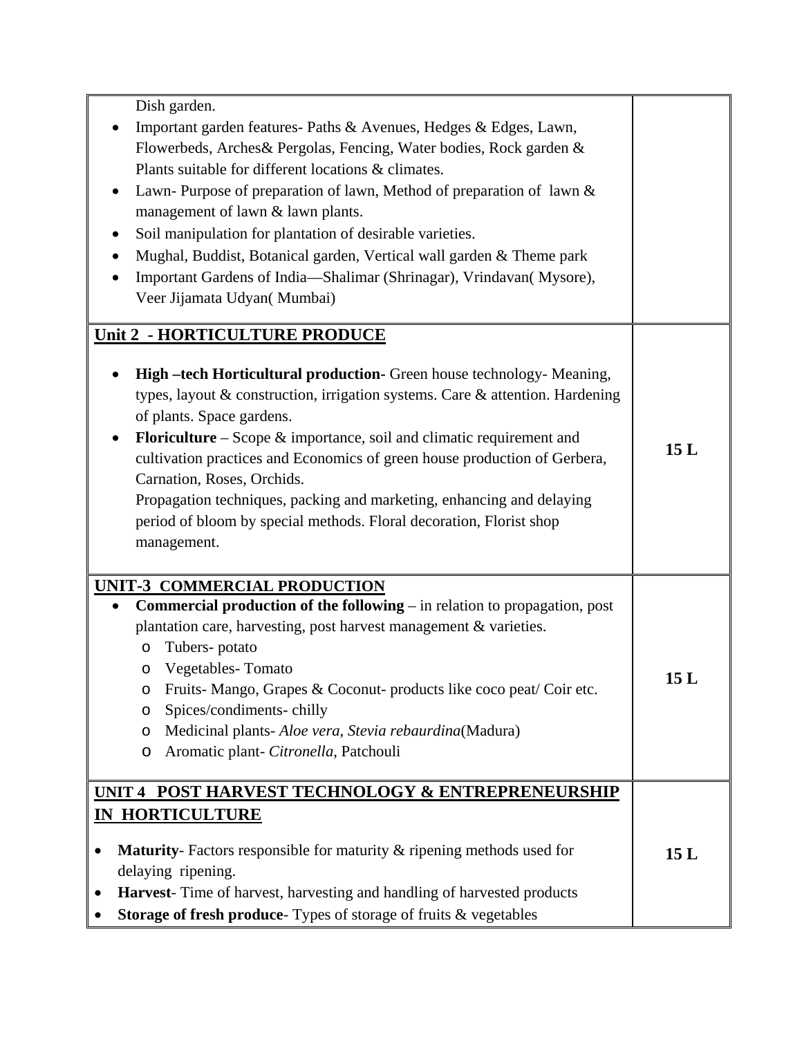| | |
|---|---|
| Dish garden.<br>• Important garden features- Paths & Avenues, Hedges & Edges, Lawn, Flowerbeds, Arches& Pergolas, Fencing, Water bodies, Rock garden & Plants suitable for different locations & climates.<br>• Lawn- Purpose of preparation of lawn, Method of preparation of lawn & management of lawn & lawn plants.<br>• Soil manipulation for plantation of desirable varieties.<br>• Mughal, Buddist, Botanical garden, Vertical wall garden & Theme park<br>• Important Gardens of India—Shalimar (Shrinagar), Vrindavan( Mysore), Veer Jijamata Udyan( Mumbai) | |
| **Unit 2 - HORTICULTURE PRODUCE**<br>• **High –tech Horticultural production-** Green house technology- Meaning, types, layout & construction, irrigation systems. Care & attention. Hardening of plants. Space gardens.<br>• **Floriculture** – Scope & importance, soil and climatic requirement and cultivation practices and Economics of green house production of Gerbera, Carnation, Roses, Orchids.<br>Propagation techniques, packing and marketing, enhancing and delaying period of bloom by special methods. Floral decoration, Florist shop management. | **15 L** |
| **UNIT-3 COMMERCIAL PRODUCTION**<br>• **Commercial production of the following** – in relation to propagation, post plantation care, harvesting, post harvest management & varieties.<br>  ○ Tubers- potato<br>  ○ Vegetables- Tomato<br>  ○ Fruits- Mango, Grapes & Coconut- products like coco peat/ Coir etc.<br>  ○ Spices/condiments- chilly<br>  ○ Medicinal plants- *Aloe vera*, *Stevia rebaurdina*(Madura)<br>  ○ Aromatic plant- *Citronella*, Patchouli | **15 L** |
| **UNIT 4 POST HARVEST TECHNOLOGY & ENTREPRENEURSHIP IN HORTICULTURE**<br>• **Maturity**- Factors responsible for maturity & ripening methods used for delaying ripening.<br>• **Harvest**- Time of harvest, harvesting and handling of harvested products<br>• **Storage of fresh produce**- Types of storage of fruits & vegetables | **15 L** |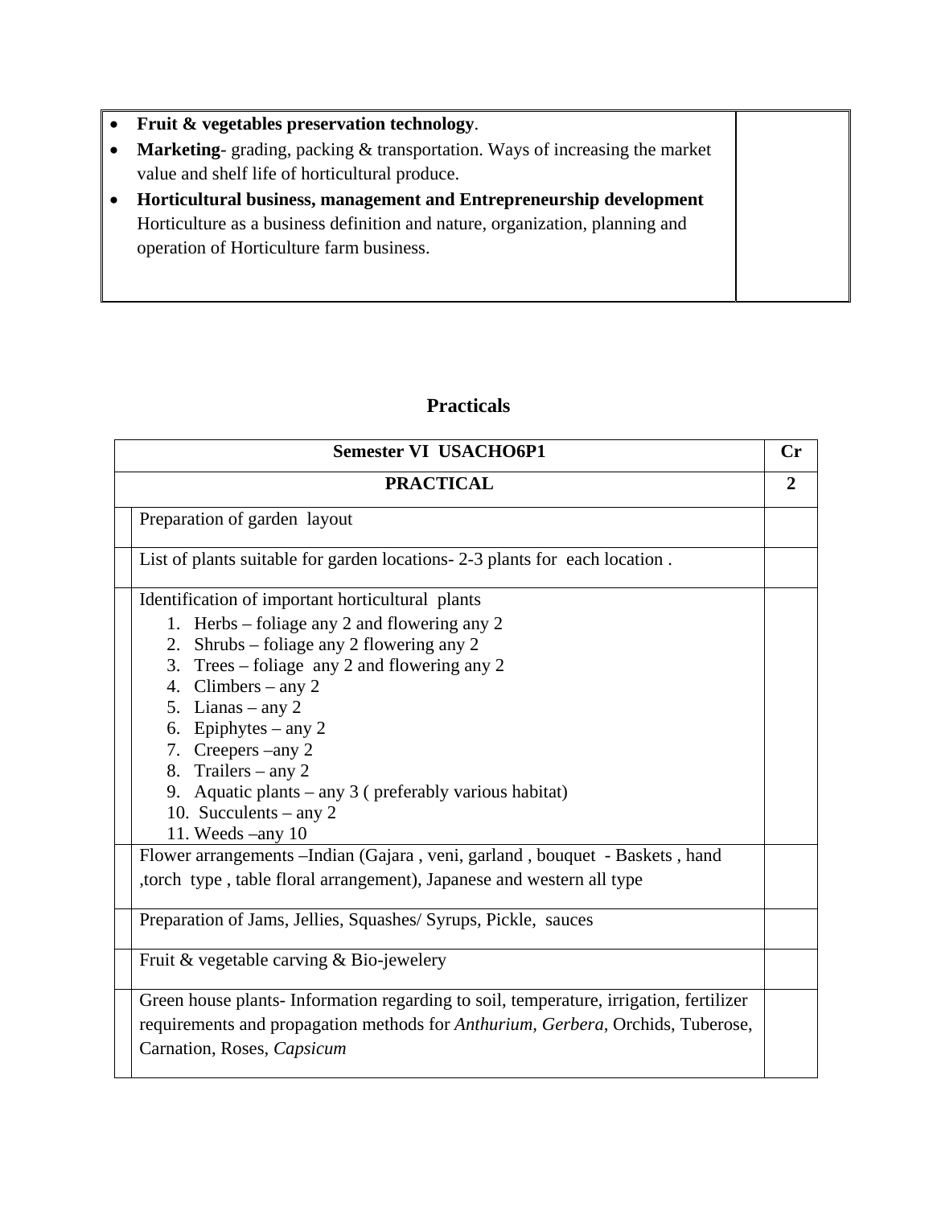| | |
|---|---|
| • **Fruit & vegetables preservation technology**.<br>• **Marketing**- grading, packing & transportation. Ways of increasing the market value and shelf life of horticultural produce.<br>• **Horticultural business, management and Entrepreneurship development** Horticulture as a business definition and nature, organization, planning and operation of Horticulture farm business. | |

## Practicals

| | Semester VI USACHO6P1 | Cr |
|---|---|---|
| | **PRACTICAL** | **2** |
| | Preparation of garden layout | |
| | List of plants suitable for garden locations- 2-3 plants for each location . | |
| | Identification of important horticultural plants<br>1. Herbs – foliage any 2 and flowering any 2<br>2. Shrubs – foliage any 2 flowering any 2<br>3. Trees – foliage any 2 and flowering any 2<br>4. Climbers – any 2<br>5. Lianas – any 2<br>6. Epiphytes – any 2<br>7. Creepers –any 2<br>8. Trailers – any 2<br>9. Aquatic plants – any 3 ( preferably various habitat)<br>10. Succulents – any 2<br>11. Weeds –any 10 | |
| | Flower arrangements –Indian (Gajara , veni, garland , bouquet - Baskets , hand ,torch type , table floral arrangement), Japanese and western all type | |
| | Preparation of Jams, Jellies, Squashes/ Syrups, Pickle, sauces | |
| | Fruit & vegetable carving & Bio-jewelery | |
| | Green house plants- Information regarding to soil, temperature, irrigation, fertilizer requirements and propagation methods for *Anthurium, Gerbera*, Orchids, Tuberose, Carnation, Roses, *Capsicum* | |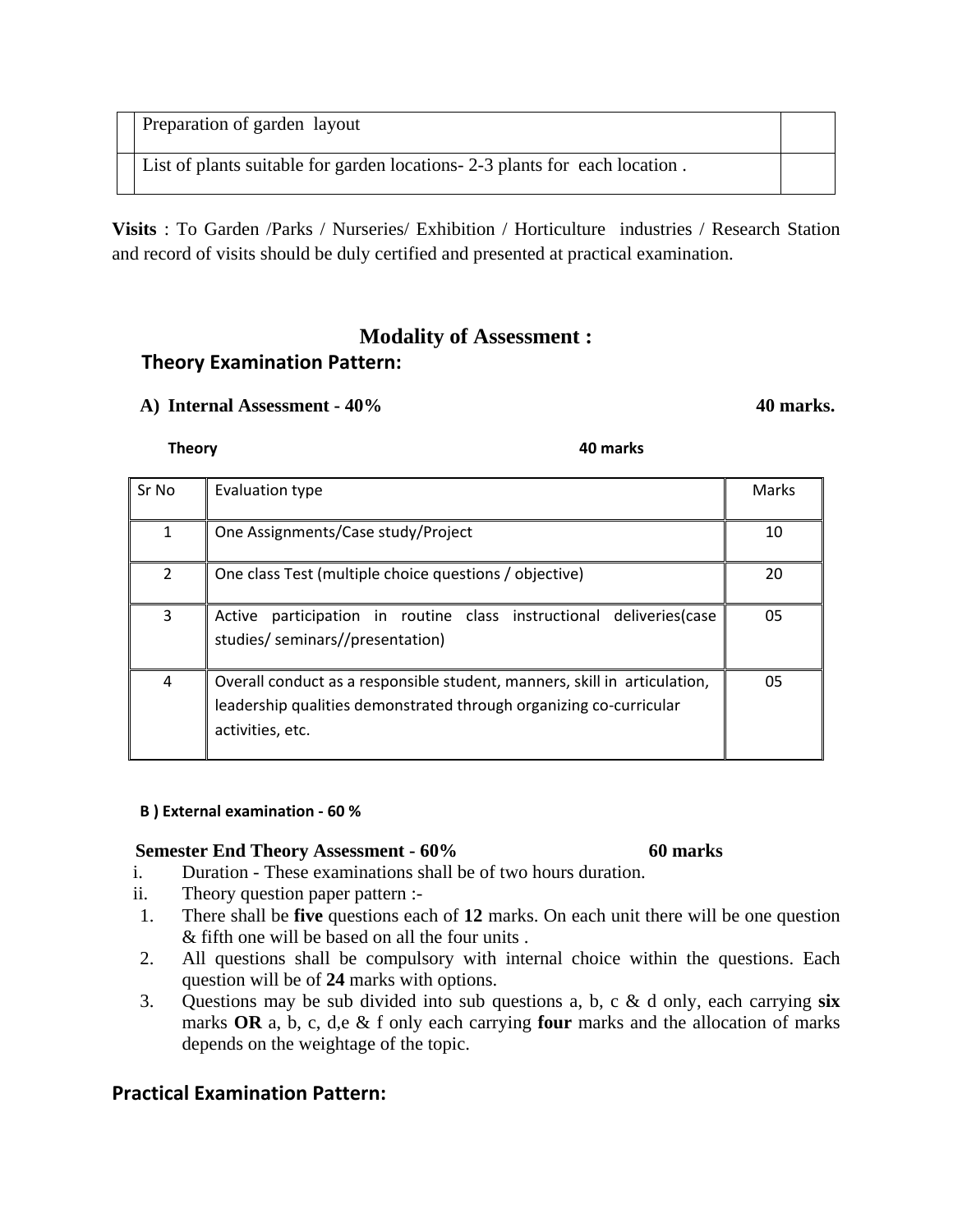| | Preparation of garden layout | |
|---|---|---|
| | List of plants suitable for garden locations- 2-3 plants for each location . | |

**Visits** : To Garden /Parks / Nurseries/ Exhibition / Horticulture industries / Research Station and record of visits should be duly certified and presented at practical examination.

## Modality of Assessment :

### Theory Examination Pattern:

**A) Internal Assessment - 40% 40 marks.**

**Theory 40 marks**

| Sr No | Evaluation type | Marks |
|---|---|---|
| 1 | One Assignments/Case study/Project | 10 |
| 2 | One class Test (multiple choice questions / objective) | 20 |
| 3 | Active participation in routine class instructional deliveries(case studies/ seminars//presentation) | 05 |
| 4 | Overall conduct as a responsible student, manners, skill in articulation, leadership qualities demonstrated through organizing co-curricular activities, etc. | 05 |

**B ) External examination - 60 %**

**Semester End Theory Assessment - 60% 60 marks**

i. Duration - These examinations shall be of two hours duration.

ii. Theory question paper pattern :-

1. There shall be **five** questions each of **12** marks. On each unit there will be one question & fifth one will be based on all the four units .
2. All questions shall be compulsory with internal choice within the questions. Each question will be of **24** marks with options.
3. Questions may be sub divided into sub questions a, b, c & d only, each carrying **six** marks **OR** a, b, c, d,e & f only each carrying **four** marks and the allocation of marks depends on the weightage of the topic.

### Practical Examination Pattern: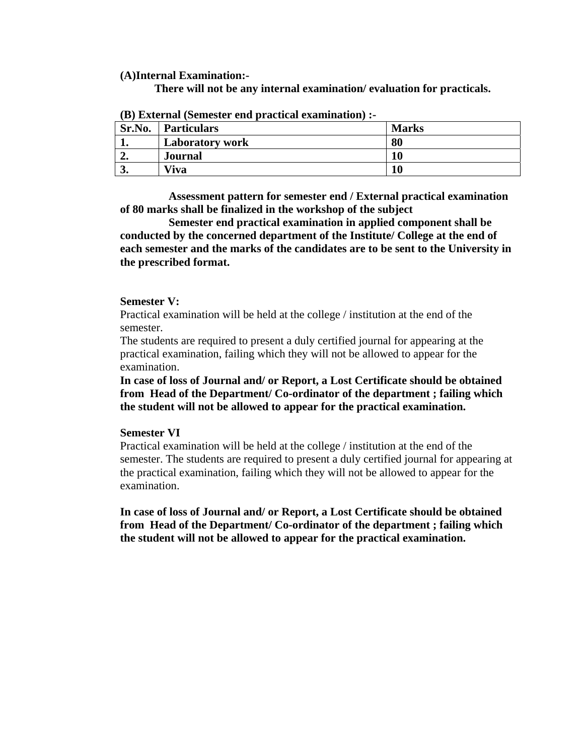**(A)Internal Examination:-**

**There will not be any internal examination/ evaluation for practicals.**

**(B) External (Semester end practical examination) :-**

| Sr.No. | Particulars | Marks |
|---|---|---|
| 1. | Laboratory work | 80 |
| 2. | Journal | 10 |
| 3. | Viva | 10 |

**Assessment pattern for semester end / External practical examination of 80 marks shall be finalized in the workshop of the subject**

**Semester end practical examination in applied component shall be conducted by the concerned department of the Institute/ College at the end of each semester and the marks of the candidates are to be sent to the University in the prescribed format.**

**Semester V:**

Practical examination will be held at the college / institution at the end of the semester.

The students are required to present a duly certified journal for appearing at the practical examination, failing which they will not be allowed to appear for the examination.

**In case of loss of Journal and/ or Report, a Lost Certificate should be obtained from Head of the Department/ Co-ordinator of the department ; failing which the student will not be allowed to appear for the practical examination.**

**Semester VI**

Practical examination will be held at the college / institution at the end of the semester. The students are required to present a duly certified journal for appearing at the practical examination, failing which they will not be allowed to appear for the examination.

**In case of loss of Journal and/ or Report, a Lost Certificate should be obtained from Head of the Department/ Co-ordinator of the department ; failing which the student will not be allowed to appear for the practical examination.**